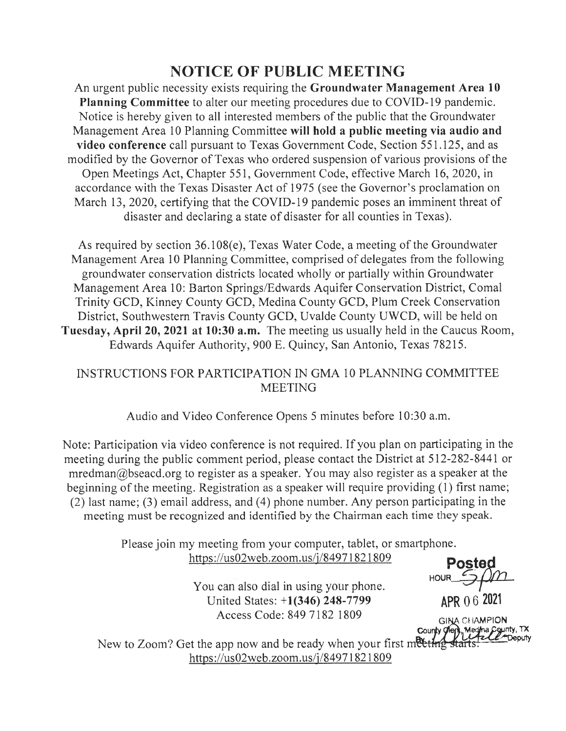# NOTICE OF PUBLIC MEETING

An urgent public necessity exists requiring the **Groundwater Management Area 10 Planning Committee** to alter our meeting procedures due to COVID-19 pandemic. Notice is hereby given to all interested members of the public that the Groundwater Management Area 10 Planning Committee **will hold a public meeting via audio and video conference** call pursuant to Texas Government Code, Section 551.125, and as modified by the Governor of Texas who ordered suspension of various provisions of the Open Meetings Act, Chapter 551, Government Code, effective March 16, 2020, in accordance with the Texas Disaster Act of 1975 (see the Governor's proclamation on March 13, 2020, certifying that the COVID-19 pandemic poses an imminent threat of disaster and declaring a state of disaster for all counties in Texas).

As required by section 36.108(e), Texas Water Code, a meeting of the Groundwater Management Area 10 Planning Committee, comprised of delegates from the following groundwater conservation districts located wholly or partially within Groundwater Management Area 10: Barton Springs/Edwards Aquifer Conservation District, Comal Trinity GCD, Kinney County GCD, Medina County GCD, Plum Creek Conservation District, Southwestern Travis County GCD, Uvalde County UWCD, will be held on **Tuesday, April 20, 2021 at 10:30 a.m.** The meeting us usually held in the Caucus Room, Edwards Aquifer Authority, 900 E. Quincy, San Antonio, Texas 78215.

## INSTRUCTIONS FOR PARTICIPATION IN GMA 10 PLANNING COMMITTEE MEETING

Audio and Video Conference Opens 5 minutes before 10:30 a.m.

Note: Participation via video conference is not required. If you plan on participating in the meeting during the public comment period, please contact the District at 512-282-8441 or mredman@bseacd.org to register as a speaker. You may also register as a speaker at the beginning of the meeting. Registration as a speaker will require providing (1) first name; (2) last name; (3) email address, and (4) phone number. Any person participating in the meeting must be recognized and identified by the Chairman each time they speak.

Please join my meeting from your computer, tablet, or smartphone.
https://us02web.zoom.us/j/84971821809

You can also dial in using your phone.
United States: **+1(346) 248-7799**
Access Code: 849 7182 1809

New to Zoom? Get the app now and be ready when your first meeting starts:
https://us02web.zoom.us/j/84971821809

Posted
HOUR 5pm
APR 06 2021
GINA CHAMPION
County Clerk, Medina County, TX
By ________ Deputy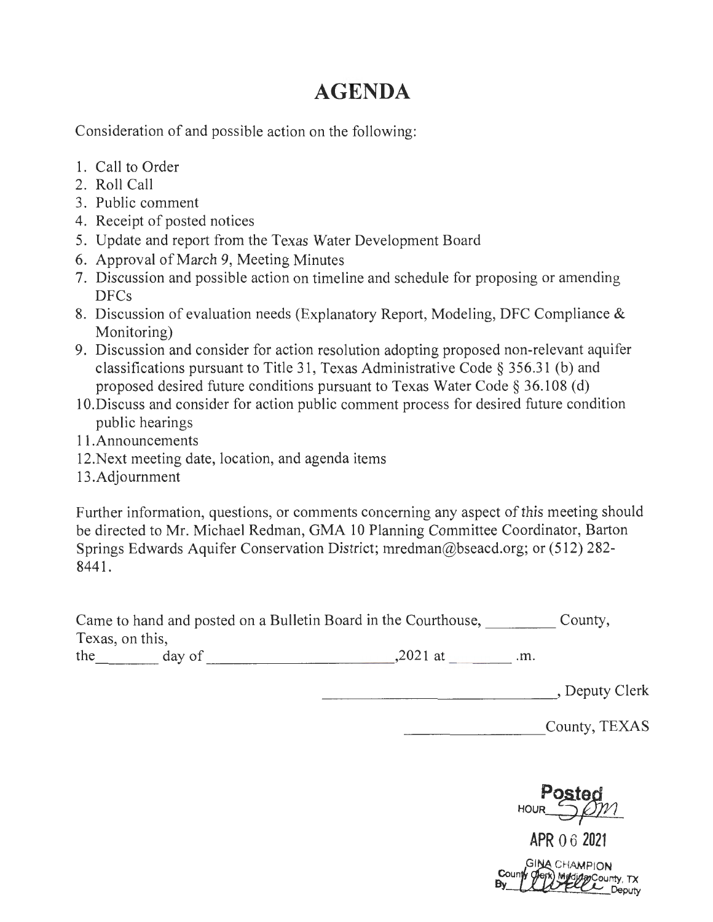# AGENDA

Consideration of and possible action on the following:

1. Call to Order
2. Roll Call
3. Public comment
4. Receipt of posted notices
5. Update and report from the Texas Water Development Board
6. Approval of March 9, Meeting Minutes
7. Discussion and possible action on timeline and schedule for proposing or amending DFCs
8. Discussion of evaluation needs (Explanatory Report, Modeling, DFC Compliance & Monitoring)
9. Discussion and consider for action resolution adopting proposed non-relevant aquifer classifications pursuant to Title 31, Texas Administrative Code § 356.31 (b) and proposed desired future conditions pursuant to Texas Water Code § 36.108 (d)
10. Discuss and consider for action public comment process for desired future condition public hearings
11. Announcements
12. Next meeting date, location, and agenda items
13. Adjournment

Further information, questions, or comments concerning any aspect of this meeting should be directed to Mr. Michael Redman, GMA 10 Planning Committee Coordinator, Barton Springs Edwards Aquifer Conservation District; mredman@bseacd.org; or (512) 282-8441.

Came to hand and posted on a Bulletin Board in the Courthouse, _________ County, Texas, on this,
the_______ day of _______________________,2021 at _______ .m.

_____________________________, Deputy Clerk

_________________County, TEXAS

Posted
HOUR 5pm
APR 06 2021
GINA CHAMPION
County Clerk, Medina County, TX
By ________ Deputy